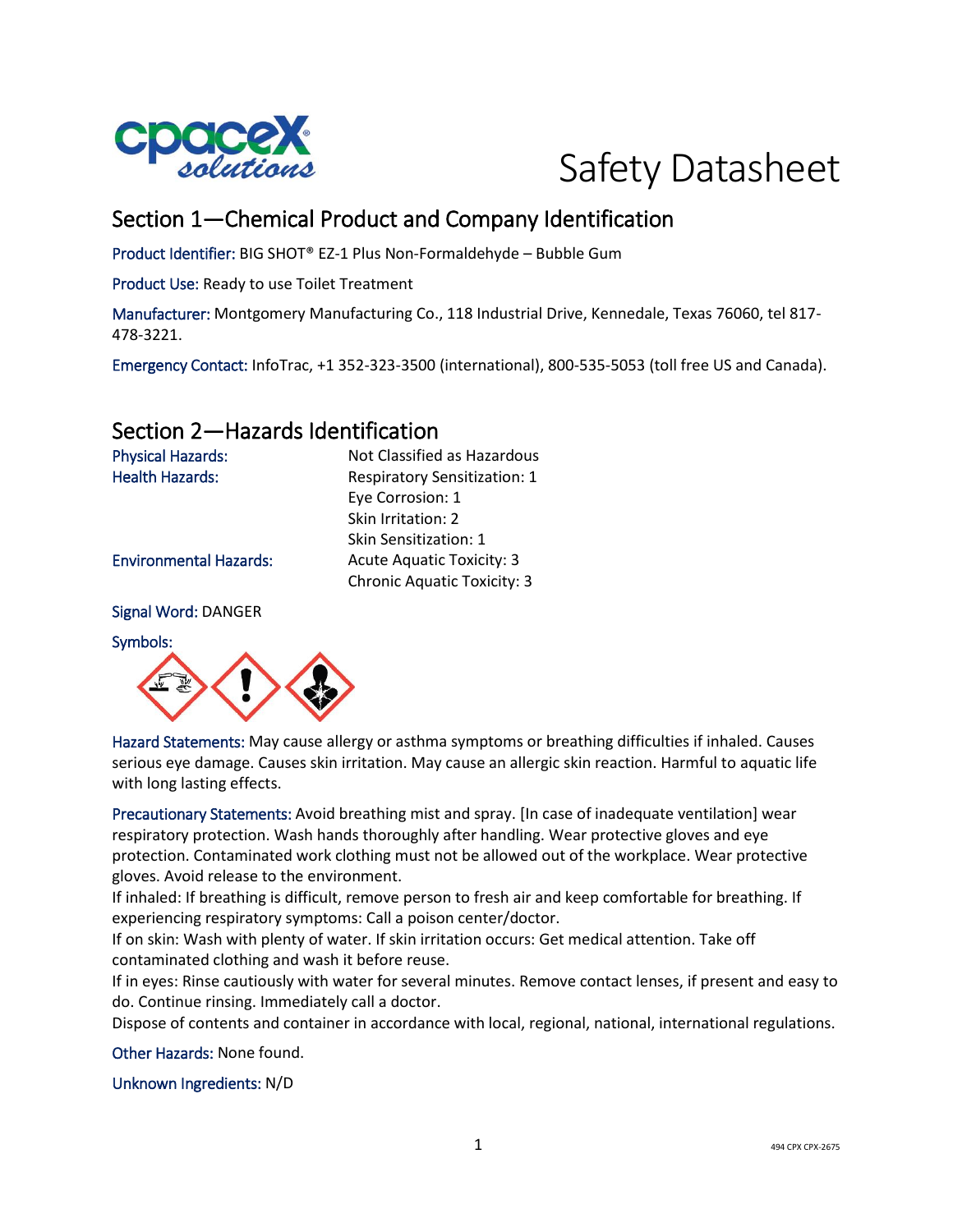# Safety Datasheet

## Section 1—Chemical Product and Company Identification

Product Identifier: BIG SHOT® EZ-1 Plus Non-Formaldehyde – Bubble Gum

Product Use: Ready to use Toilet Treatment

Manufacturer: Montgomery Manufacturing Co., 118 Industrial Drive, Kennedale, Texas 76060, tel 817-478-3221.

Emergency Contact: InfoTrac, +1 352-323-3500 (international), 800-535-5053 (toll free US and Canada).

## Section 2—Hazards Identification

| | |
|---|---|
| Physical Hazards: | Not Classified as Hazardous |
| Health Hazards: | Respiratory Sensitization: 1 |
| | Eye Corrosion: 1 |
| | Skin Irritation: 2 |
| | Skin Sensitization: 1 |
| Environmental Hazards: | Acute Aquatic Toxicity: 3 |
| | Chronic Aquatic Toxicity: 3 |

Signal Word: DANGER

Symbols:

Hazard Statements: May cause allergy or asthma symptoms or breathing difficulties if inhaled. Causes serious eye damage. Causes skin irritation. May cause an allergic skin reaction. Harmful to aquatic life with long lasting effects.

Precautionary Statements: Avoid breathing mist and spray. [In case of inadequate ventilation] wear respiratory protection. Wash hands thoroughly after handling. Wear protective gloves and eye protection. Contaminated work clothing must not be allowed out of the workplace. Wear protective gloves. Avoid release to the environment.
If inhaled: If breathing is difficult, remove person to fresh air and keep comfortable for breathing. If experiencing respiratory symptoms: Call a poison center/doctor.
If on skin: Wash with plenty of water. If skin irritation occurs: Get medical attention. Take off contaminated clothing and wash it before reuse.
If in eyes: Rinse cautiously with water for several minutes. Remove contact lenses, if present and easy to do. Continue rinsing. Immediately call a doctor.
Dispose of contents and container in accordance with local, regional, national, international regulations.

Other Hazards: None found.

Unknown Ingredients: N/D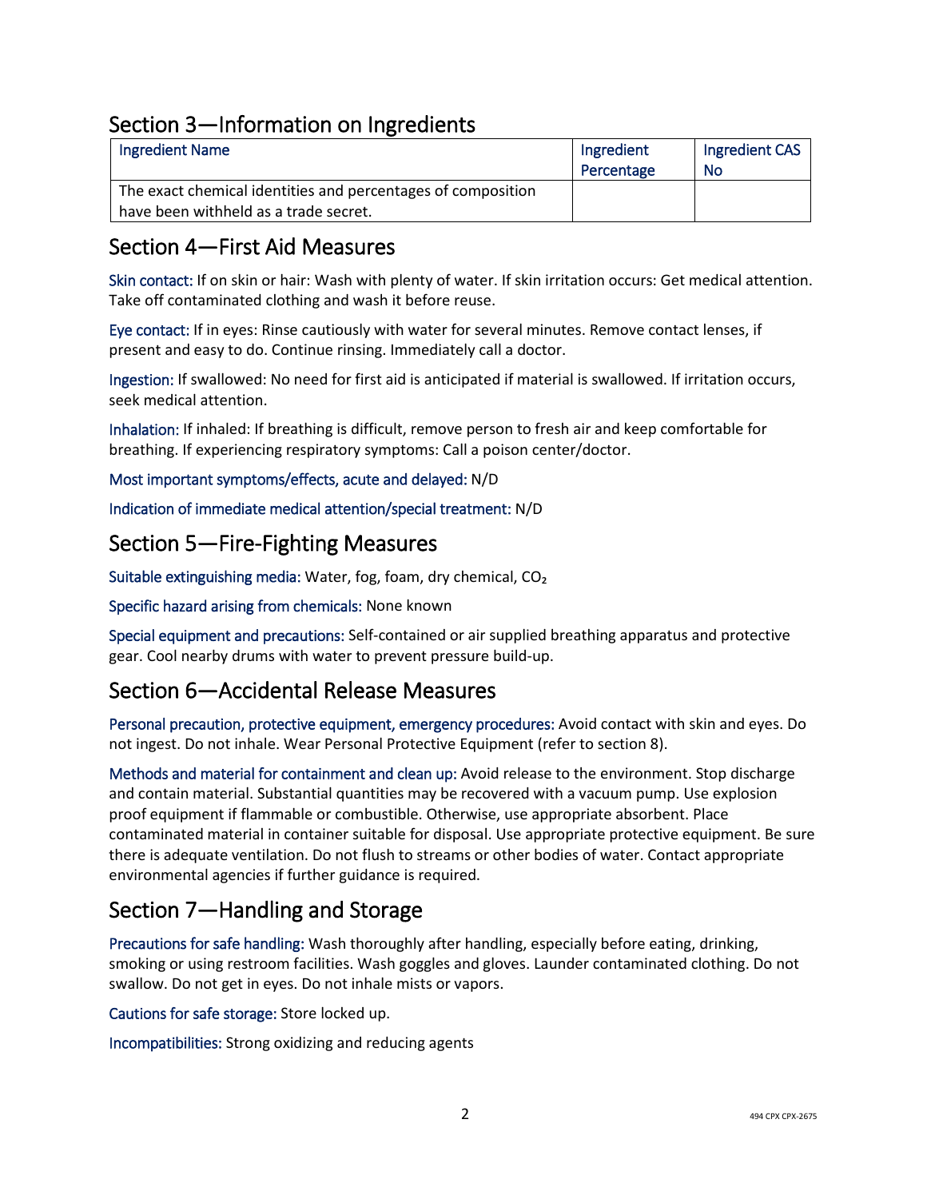## Section 3—Information on Ingredients

| Ingredient Name | Ingredient Percentage | Ingredient CAS No |
|---|---|---|
| The exact chemical identities and percentages of composition have been withheld as a trade secret. | | |

## Section 4—First Aid Measures

Skin contact: If on skin or hair: Wash with plenty of water. If skin irritation occurs: Get medical attention. Take off contaminated clothing and wash it before reuse.

Eye contact: If in eyes: Rinse cautiously with water for several minutes. Remove contact lenses, if present and easy to do. Continue rinsing. Immediately call a doctor.

Ingestion: If swallowed: No need for first aid is anticipated if material is swallowed. If irritation occurs, seek medical attention.

Inhalation: If inhaled: If breathing is difficult, remove person to fresh air and keep comfortable for breathing. If experiencing respiratory symptoms: Call a poison center/doctor.

Most important symptoms/effects, acute and delayed: N/D

Indication of immediate medical attention/special treatment: N/D

## Section 5—Fire-Fighting Measures

Suitable extinguishing media: Water, fog, foam, dry chemical, $CO_2$

Specific hazard arising from chemicals: None known

Special equipment and precautions: Self-contained or air supplied breathing apparatus and protective gear. Cool nearby drums with water to prevent pressure build-up.

## Section 6—Accidental Release Measures

Personal precaution, protective equipment, emergency procedures: Avoid contact with skin and eyes. Do not ingest. Do not inhale. Wear Personal Protective Equipment (refer to section 8).

Methods and material for containment and clean up: Avoid release to the environment. Stop discharge and contain material. Substantial quantities may be recovered with a vacuum pump. Use explosion proof equipment if flammable or combustible. Otherwise, use appropriate absorbent. Place contaminated material in container suitable for disposal. Use appropriate protective equipment. Be sure there is adequate ventilation. Do not flush to streams or other bodies of water. Contact appropriate environmental agencies if further guidance is required.

## Section 7—Handling and Storage

Precautions for safe handling: Wash thoroughly after handling, especially before eating, drinking, smoking or using restroom facilities. Wash goggles and gloves. Launder contaminated clothing. Do not swallow. Do not get in eyes. Do not inhale mists or vapors.

Cautions for safe storage: Store locked up.

Incompatibilities: Strong oxidizing and reducing agents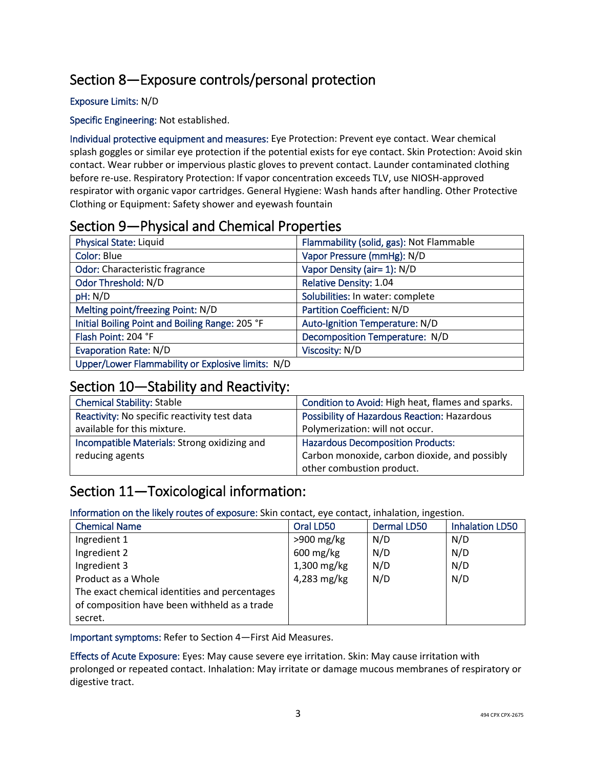## Section 8—Exposure controls/personal protection

Exposure Limits: N/D

Specific Engineering: Not established.

Individual protective equipment and measures: Eye Protection: Prevent eye contact. Wear chemical splash goggles or similar eye protection if the potential exists for eye contact. Skin Protection: Avoid skin contact. Wear rubber or impervious plastic gloves to prevent contact. Launder contaminated clothing before re-use. Respiratory Protection: If vapor concentration exceeds TLV, use NIOSH-approved respirator with organic vapor cartridges. General Hygiene: Wash hands after handling. Other Protective Clothing or Equipment: Safety shower and eyewash fountain

## Section 9—Physical and Chemical Properties

| | |
|---|---|
| Physical State: Liquid | Flammability (solid, gas): Not Flammable |
| Color: Blue | Vapor Pressure (mmHg): N/D |
| Odor: Characteristic fragrance | Vapor Density (air= 1): N/D |
| Odor Threshold: N/D | Relative Density: 1.04 |
| pH: N/D | Solubilities: In water: complete |
| Melting point/freezing Point: N/D | Partition Coefficient: N/D |
| Initial Boiling Point and Boiling Range: 205 °F | Auto-Ignition Temperature: N/D |
| Flash Point: 204 °F | Decomposition Temperature: N/D |
| Evaporation Rate: N/D | Viscosity: N/D |
| Upper/Lower Flammability or Explosive limits: N/D | |

## Section 10—Stability and Reactivity:

| | |
|---|---|
| Chemical Stability: Stable | Condition to Avoid: High heat, flames and sparks. |
| Reactivity: No specific reactivity test data available for this mixture. | Possibility of Hazardous Reaction: Hazardous Polymerization: will not occur. |
| Incompatible Materials: Strong oxidizing and reducing agents | Hazardous Decomposition Products: Carbon monoxide, carbon dioxide, and possibly other combustion product. |

## Section 11—Toxicological information:

Information on the likely routes of exposure: Skin contact, eye contact, inhalation, ingestion.

| Chemical Name | Oral LD50 | Dermal LD50 | Inhalation LD50 |
|---|---|---|---|
| Ingredient 1 | >900 mg/kg | N/D | N/D |
| Ingredient 2 | 600 mg/kg | N/D | N/D |
| Ingredient 3 | 1,300 mg/kg | N/D | N/D |
| Product as a Whole | 4,283 mg/kg | N/D | N/D |
| The exact chemical identities and percentages of composition have been withheld as a trade secret. | | | |

Important symptoms: Refer to Section 4—First Aid Measures.

Effects of Acute Exposure: Eyes: May cause severe eye irritation. Skin: May cause irritation with prolonged or repeated contact. Inhalation: May irritate or damage mucous membranes of respiratory or digestive tract.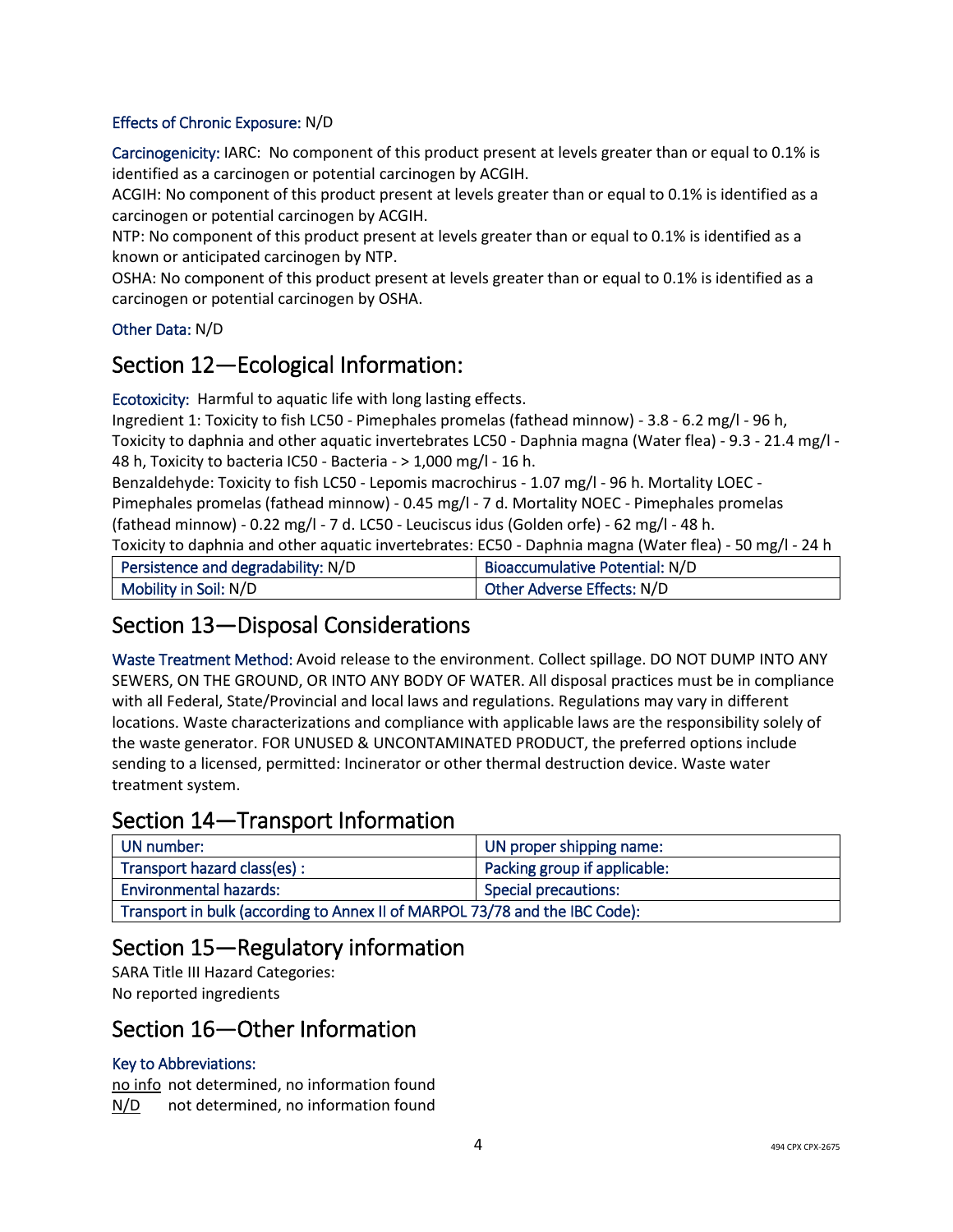Effects of Chronic Exposure: N/D

Carcinogenicity: IARC: No component of this product present at levels greater than or equal to 0.1% is identified as a carcinogen or potential carcinogen by ACGIH.
ACGIH: No component of this product present at levels greater than or equal to 0.1% is identified as a carcinogen or potential carcinogen by ACGIH.
NTP: No component of this product present at levels greater than or equal to 0.1% is identified as a known or anticipated carcinogen by NTP.
OSHA: No component of this product present at levels greater than or equal to 0.1% is identified as a carcinogen or potential carcinogen by OSHA.

Other Data: N/D

## Section 12—Ecological Information:

Ecotoxicity: Harmful to aquatic life with long lasting effects.
Ingredient 1: Toxicity to fish LC50 - Pimephales promelas (fathead minnow) - 3.8 - 6.2 mg/l - 96 h, Toxicity to daphnia and other aquatic invertebrates LC50 - Daphnia magna (Water flea) - 9.3 - 21.4 mg/l - 48 h, Toxicity to bacteria IC50 - Bacteria - > 1,000 mg/l - 16 h.
Benzaldehyde: Toxicity to fish LC50 - Lepomis macrochirus - 1.07 mg/l - 96 h. Mortality LOEC - Pimephales promelas (fathead minnow) - 0.45 mg/l - 7 d. Mortality NOEC - Pimephales promelas (fathead minnow) - 0.22 mg/l - 7 d. LC50 - Leuciscus idus (Golden orfe) - 62 mg/l - 48 h.
Toxicity to daphnia and other aquatic invertebrates: EC50 - Daphnia magna (Water flea) - 50 mg/l - 24 h

| Persistence and degradability: N/D | Bioaccumulative Potential: N/D |
|---|---|
| Mobility in Soil: N/D | Other Adverse Effects: N/D |

## Section 13—Disposal Considerations

Waste Treatment Method: Avoid release to the environment. Collect spillage. DO NOT DUMP INTO ANY SEWERS, ON THE GROUND, OR INTO ANY BODY OF WATER. All disposal practices must be in compliance with all Federal, State/Provincial and local laws and regulations. Regulations may vary in different locations. Waste characterizations and compliance with applicable laws are the responsibility solely of the waste generator. FOR UNUSED & UNCONTAMINATED PRODUCT, the preferred options include sending to a licensed, permitted: Incinerator or other thermal destruction device. Waste water treatment system.

## Section 14—Transport Information

| UN number: | UN proper shipping name: |
|---|---|
| Transport hazard class(es) : | Packing group if applicable: |
| Environmental hazards: | Special precautions: |
| Transport in bulk (according to Annex II of MARPOL 73/78 and the IBC Code): | |

## Section 15—Regulatory information

SARA Title III Hazard Categories:
No reported ingredients

## Section 16—Other Information

Key to Abbreviations:

no info not determined, no information found
N/D not determined, no information found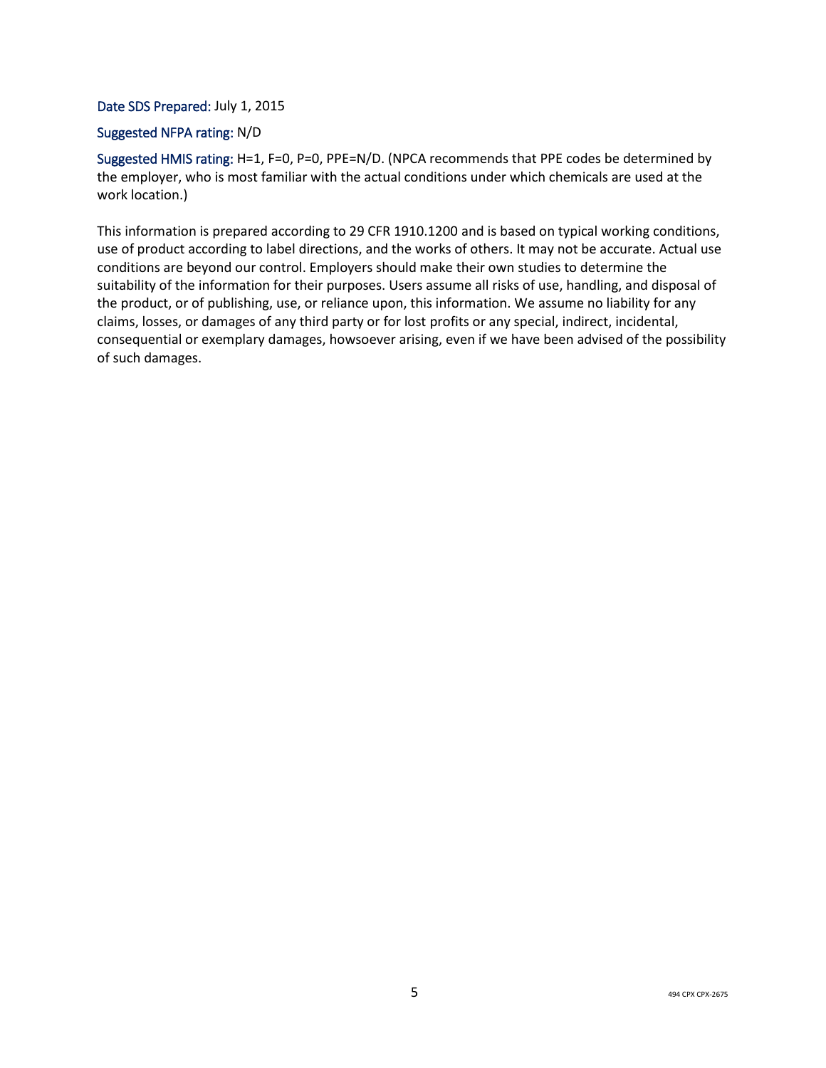**Date SDS Prepared:** July 1, 2015

**Suggested NFPA rating:** N/D

**Suggested HMIS rating:** H=1, F=0, P=0, PPE=N/D. (NPCA recommends that PPE codes be determined by the employer, who is most familiar with the actual conditions under which chemicals are used at the work location.)

This information is prepared according to 29 CFR 1910.1200 and is based on typical working conditions, use of product according to label directions, and the works of others. It may not be accurate. Actual use conditions are beyond our control. Employers should make their own studies to determine the suitability of the information for their purposes. Users assume all risks of use, handling, and disposal of the product, or of publishing, use, or reliance upon, this information. We assume no liability for any claims, losses, or damages of any third party or for lost profits or any special, indirect, incidental, consequential or exemplary damages, howsoever arising, even if we have been advised of the possibility of such damages.